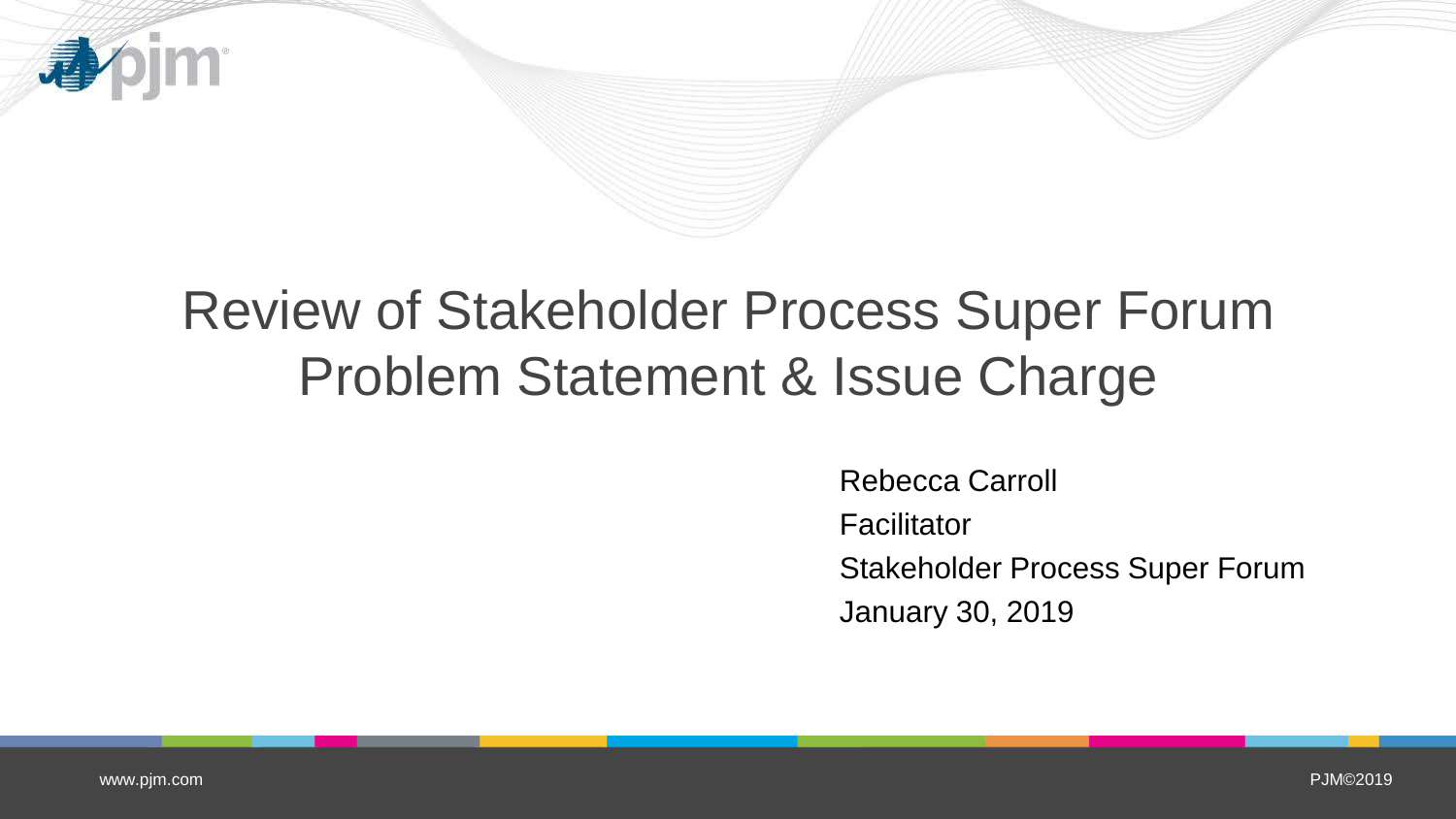# Review of Stakeholder Process Super Forum Problem Statement & Issue Charge

Rebecca Carroll

Facilitator

Stakeholder Process Super Forum

January 30, 2019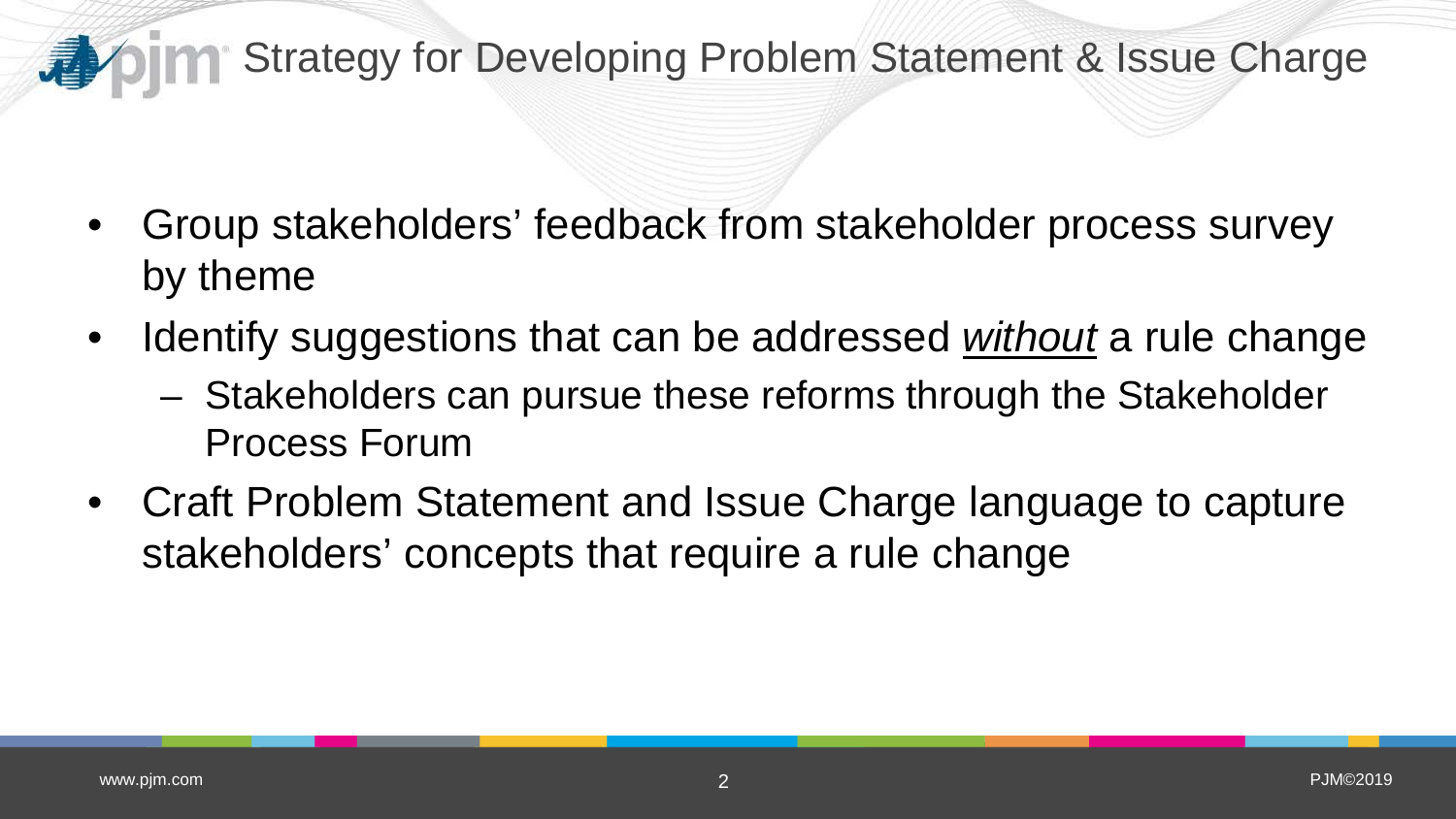# Strategy for Developing Problem Statement & Issue Charge

- Group stakeholders' feedback from stakeholder process survey by theme
- Identify suggestions that can be addressed <u>*without*</u> a rule change
  - Stakeholders can pursue these reforms through the Stakeholder Process Forum
- Craft Problem Statement and Issue Charge language to capture stakeholders' concepts that require a rule change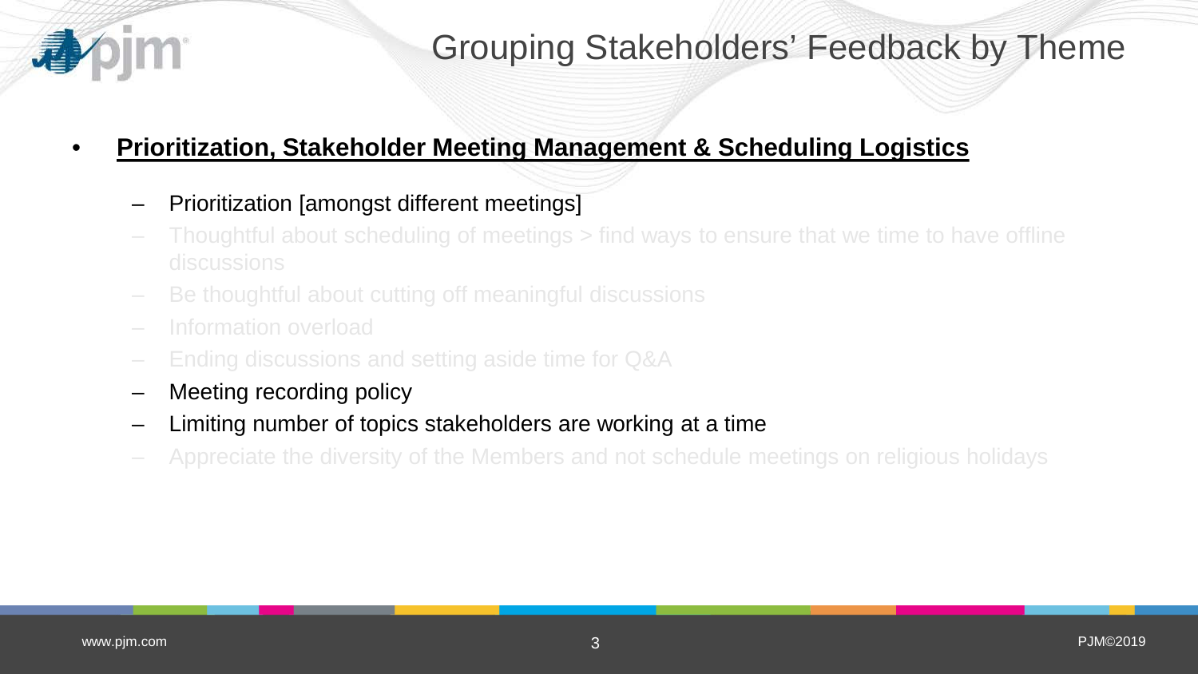# Grouping Stakeholders' Feedback by Theme

- **Prioritization, Stakeholder Meeting Management & Scheduling Logistics**
  - Prioritization [amongst different meetings]
  - Thoughtful about scheduling of meetings > find ways to ensure that we time to have offline discussions
  - Be thoughtful about cutting off meaningful discussions
  - Information overload
  - Ending discussions and setting aside time for Q&A
  - Meeting recording policy
  - Limiting number of topics stakeholders are working at a time
  - Appreciate the diversity of the Members and not schedule meetings on religious holidays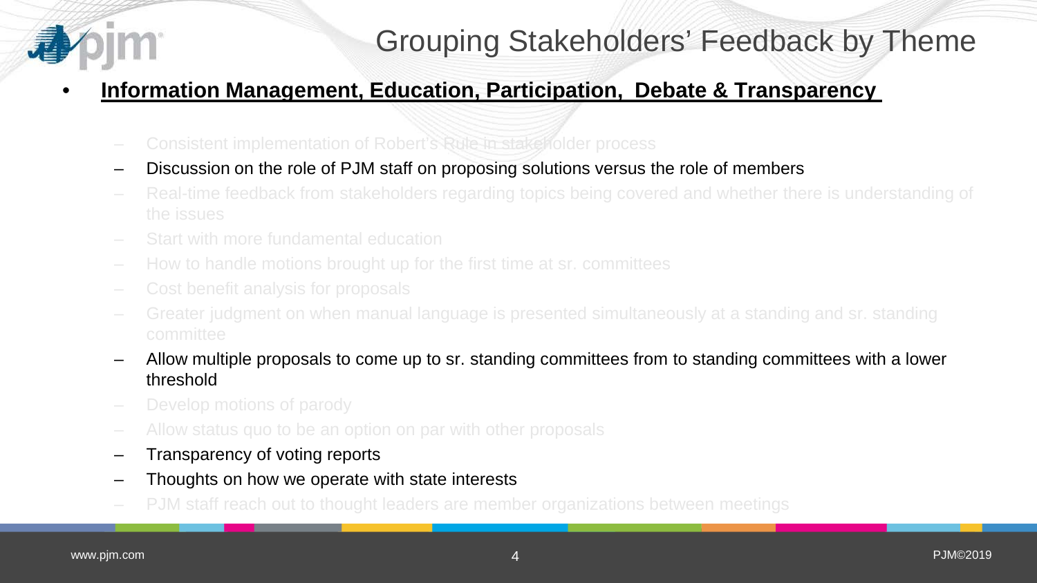# Grouping Stakeholders' Feedback by Theme

- **Information Management, Education, Participation, Debate & Transparency**
  - Consistent implementation of Robert's Rule in stakeholder process
  - Discussion on the role of PJM staff on proposing solutions versus the role of members
  - Real-time feedback from stakeholders regarding topics being covered and whether there is understanding of the issues
  - Start with more fundamental education
  - How to handle motions brought up for the first time at sr. committees
  - Cost benefit analysis for proposals
  - Greater judgment on when manual language is presented simultaneously at a standing and sr. standing committee
  - Allow multiple proposals to come up to sr. standing committees from to standing committees with a lower threshold
  - Develop motions of parody
  - Allow status quo to be an option on par with other proposals
  - Transparency of voting reports
  - Thoughts on how we operate with state interests
  - PJM staff reach out to thought leaders are member organizations between meetings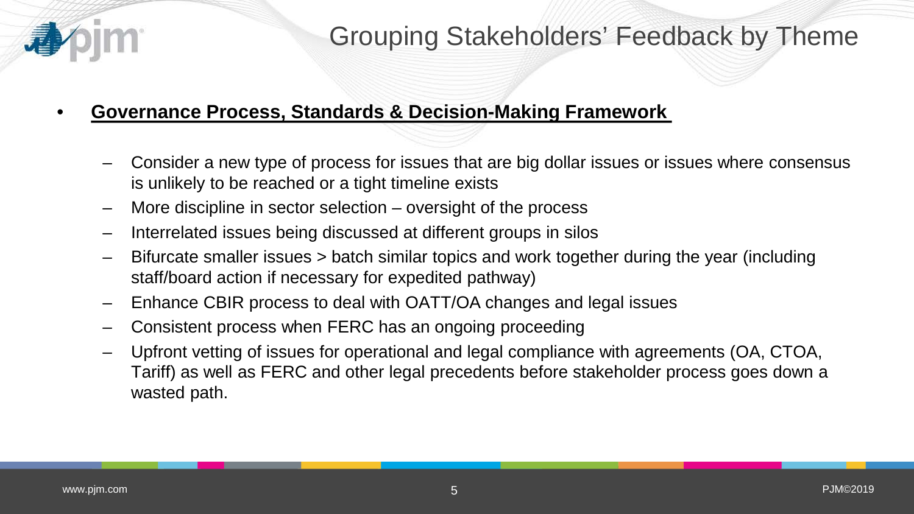# Grouping Stakeholders' Feedback by Theme

- **Governance Process, Standards & Decision-Making Framework**
  - Consider a new type of process for issues that are big dollar issues or issues where consensus is unlikely to be reached or a tight timeline exists
  - More discipline in sector selection – oversight of the process
  - Interrelated issues being discussed at different groups in silos
  - Bifurcate smaller issues > batch similar topics and work together during the year (including staff/board action if necessary for expedited pathway)
  - Enhance CBIR process to deal with OATT/OA changes and legal issues
  - Consistent process when FERC has an ongoing proceeding
  - Upfront vetting of issues for operational and legal compliance with agreements (OA, CTOA, Tariff) as well as FERC and other legal precedents before stakeholder process goes down a wasted path.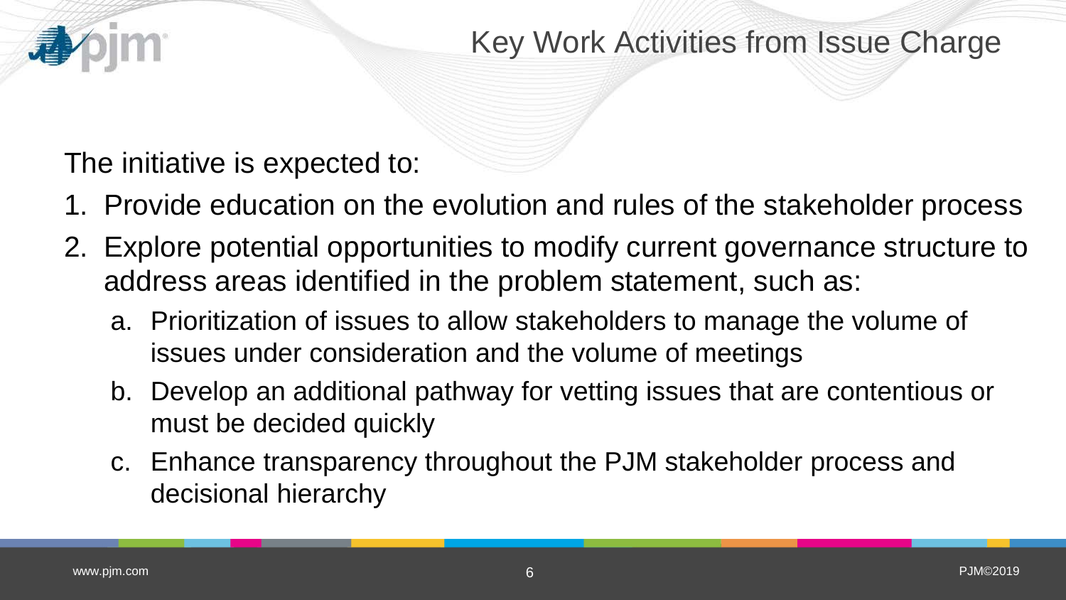# Key Work Activities from Issue Charge

The initiative is expected to:

1. Provide education on the evolution and rules of the stakeholder process
2. Explore potential opportunities to modify current governance structure to address areas identified in the problem statement, such as:
   a. Prioritization of issues to allow stakeholders to manage the volume of issues under consideration and the volume of meetings
   b. Develop an additional pathway for vetting issues that are contentious or must be decided quickly
   c. Enhance transparency throughout the PJM stakeholder process and decisional hierarchy